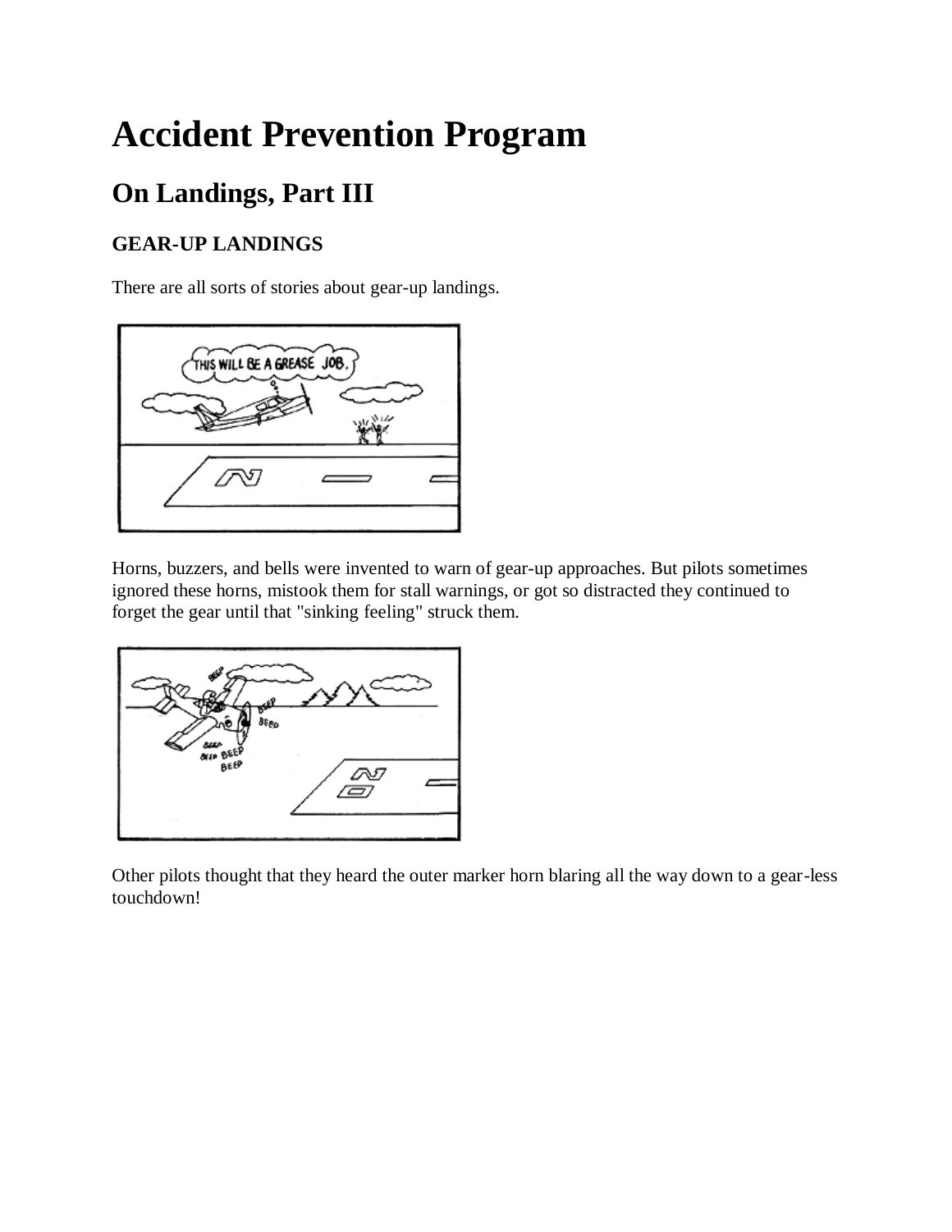# Accident Prevention Program

## On Landings, Part III

### GEAR-UP LANDINGS

There are all sorts of stories about gear-up landings.

Horns, buzzers, and bells were invented to warn of gear-up approaches. But pilots sometimes ignored these horns, mistook them for stall warnings, or got so distracted they continued to forget the gear until that "sinking feeling" struck them.

Other pilots thought that they heard the outer marker horn blaring all the way down to a gear-less touchdown!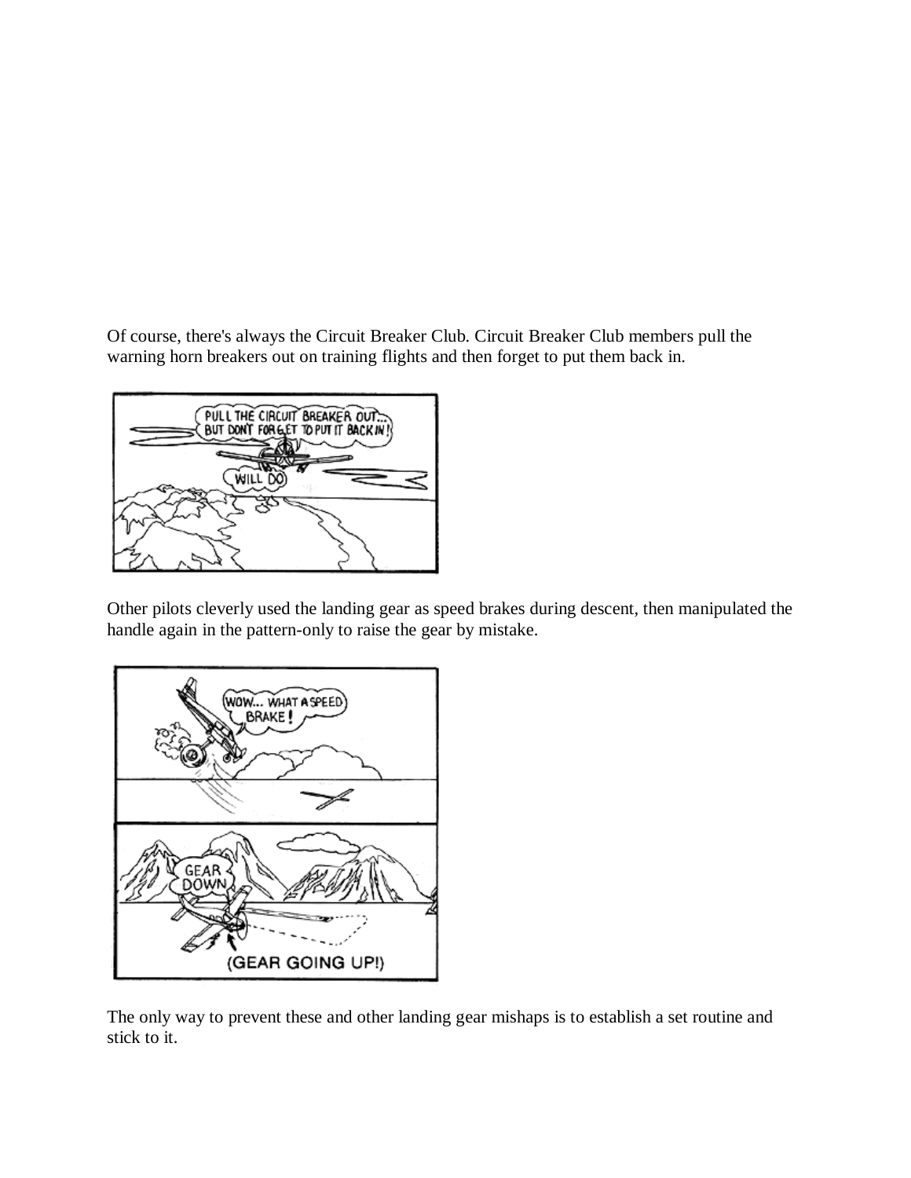Of course, there's always the Circuit Breaker Club. Circuit Breaker Club members pull the warning horn breakers out on training flights and then forget to put them back in.

Other pilots cleverly used the landing gear as speed brakes during descent, then manipulated the handle again in the pattern-only to raise the gear by mistake.

The only way to prevent these and other landing gear mishaps is to establish a set routine and stick to it.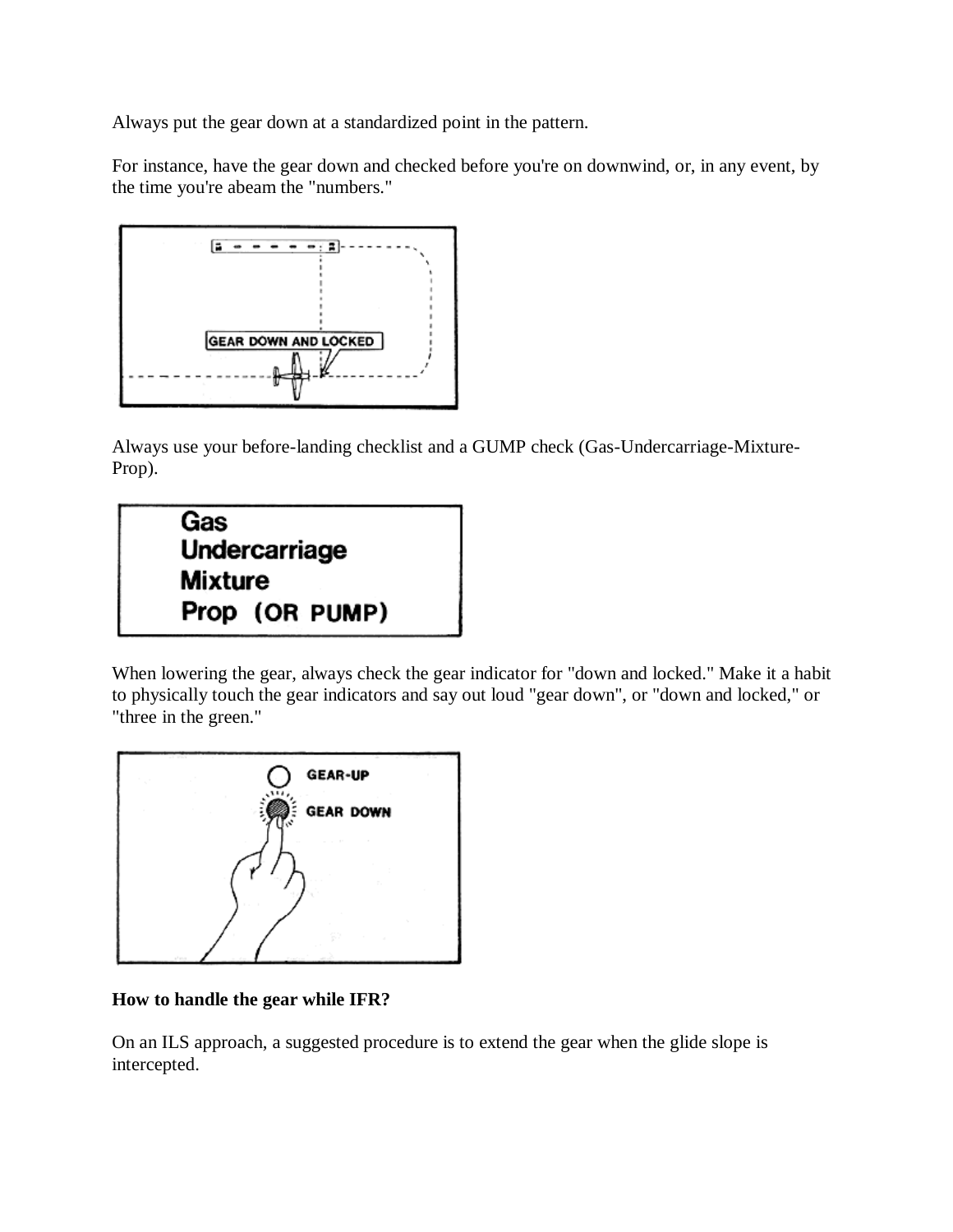Always put the gear down at a standardized point in the pattern.

For instance, have the gear down and checked before you're on downwind, or, in any event, by the time you're abeam the "numbers."

Always use your before-landing checklist and a GUMP check (Gas-Undercarriage-Mixture-Prop).

When lowering the gear, always check the gear indicator for "down and locked." Make it a habit to physically touch the gear indicators and say out loud "gear down", or "down and locked," or "three in the green."

**How to handle the gear while IFR?**

On an ILS approach, a suggested procedure is to extend the gear when the glide slope is intercepted.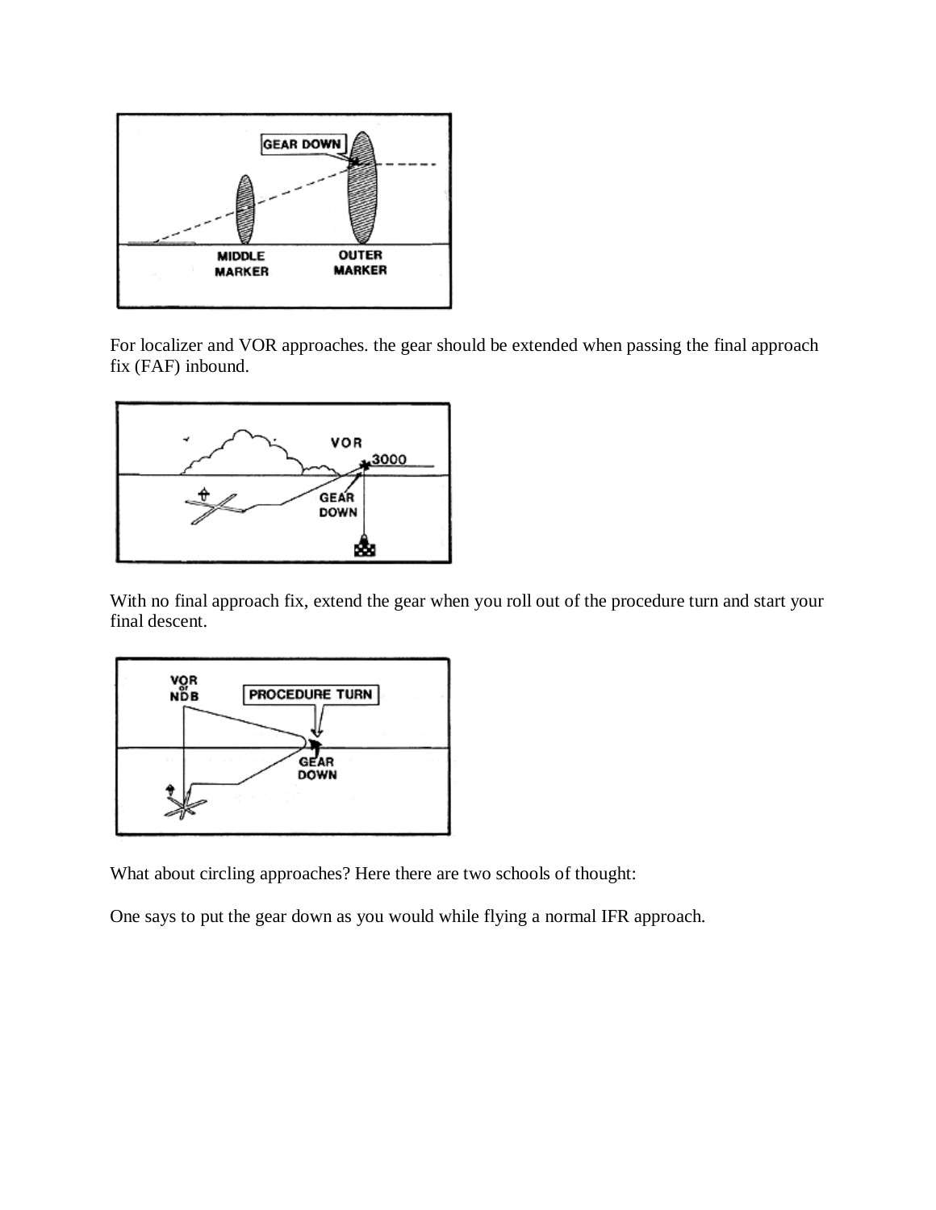For localizer and VOR approaches. the gear should be extended when passing the final approach fix (FAF) inbound.

With no final approach fix, extend the gear when you roll out of the procedure turn and start your final descent.

What about circling approaches? Here there are two schools of thought:

One says to put the gear down as you would while flying a normal IFR approach.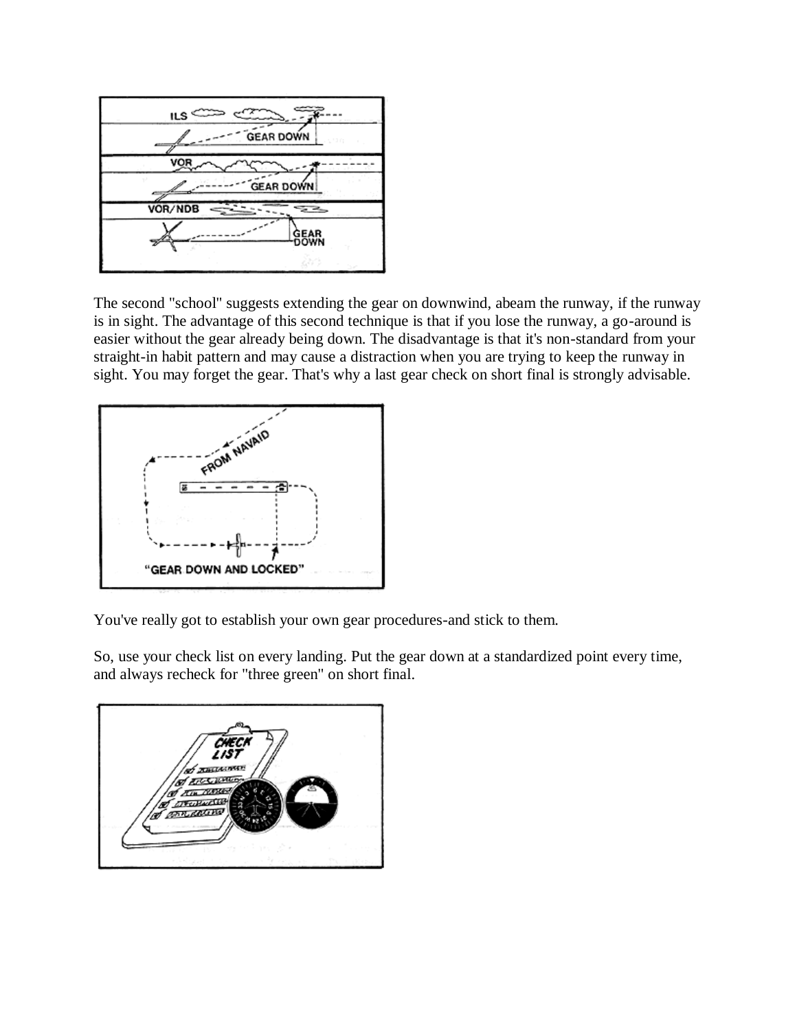The second "school" suggests extending the gear on downwind, abeam the runway, if the runway is in sight. The advantage of this second technique is that if you lose the runway, a go-around is easier without the gear already being down. The disadvantage is that it's non-standard from your straight-in habit pattern and may cause a distraction when you are trying to keep the runway in sight. You may forget the gear. That's why a last gear check on short final is strongly advisable.

You've really got to establish your own gear procedures-and stick to them.

So, use your check list on every landing. Put the gear down at a standardized point every time, and always recheck for "three green" on short final.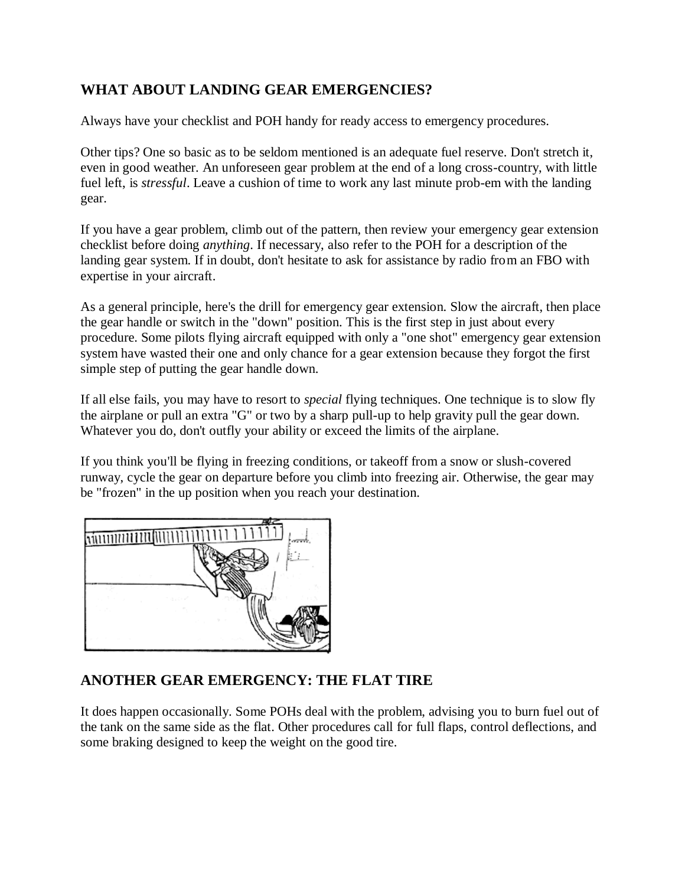## WHAT ABOUT LANDING GEAR EMERGENCIES?

Always have your checklist and POH handy for ready access to emergency procedures.

Other tips? One so basic as to be seldom mentioned is an adequate fuel reserve. Don't stretch it, even in good weather. An unforeseen gear problem at the end of a long cross-country, with little fuel left, is *stressful*. Leave a cushion of time to work any last minute prob-em with the landing gear.

If you have a gear problem, climb out of the pattern, then review your emergency gear extension checklist before doing *anything*. If necessary, also refer to the POH for a description of the landing gear system. If in doubt, don't hesitate to ask for assistance by radio from an FBO with expertise in your aircraft.

As a general principle, here's the drill for emergency gear extension. Slow the aircraft, then place the gear handle or switch in the "down" position. This is the first step in just about every procedure. Some pilots flying aircraft equipped with only a "one shot" emergency gear extension system have wasted their one and only chance for a gear extension because they forgot the first simple step of putting the gear handle down.

If all else fails, you may have to resort to *special* flying techniques. One technique is to slow fly the airplane or pull an extra "G" or two by a sharp pull-up to help gravity pull the gear down. Whatever you do, don't outfly your ability or exceed the limits of the airplane.

If you think you'll be flying in freezing conditions, or takeoff from a snow or slush-covered runway, cycle the gear on departure before you climb into freezing air. Otherwise, the gear may be "frozen" in the up position when you reach your destination.

## ANOTHER GEAR EMERGENCY: THE FLAT TIRE

It does happen occasionally. Some POHs deal with the problem, advising you to burn fuel out of the tank on the same side as the flat. Other procedures call for full flaps, control deflections, and some braking designed to keep the weight on the good tire.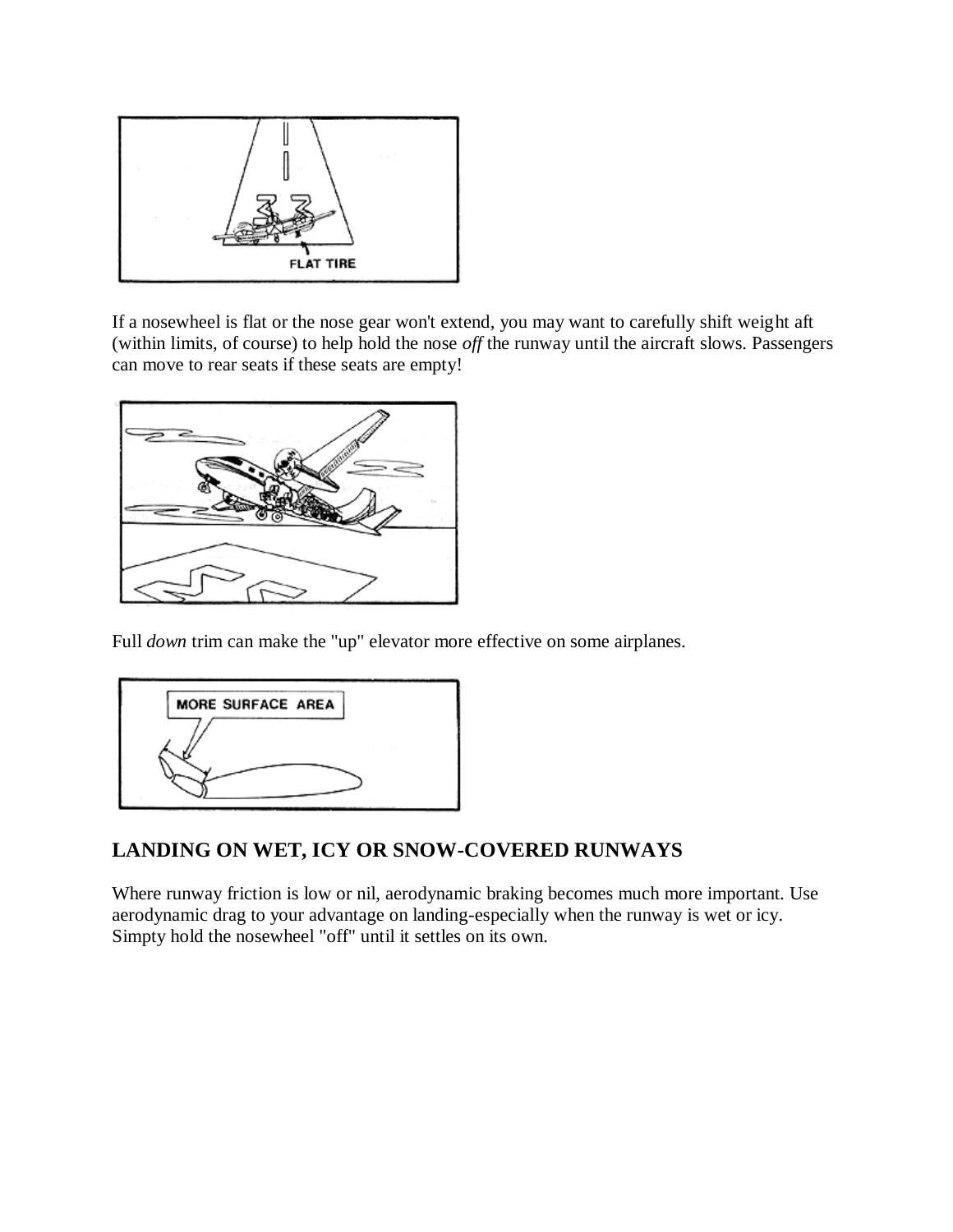If a nosewheel is flat or the nose gear won't extend, you may want to carefully shift weight aft (within limits, of course) to help hold the nose *off* the runway until the aircraft slows. Passengers can move to rear seats if these seats are empty!

Full *down* trim can make the "up" elevator more effective on some airplanes.

## LANDING ON WET, ICY OR SNOW-COVERED RUNWAYS

Where runway friction is low or nil, aerodynamic braking becomes much more important. Use aerodynamic drag to your advantage on landing-especially when the runway is wet or icy. Simpty hold the nosewheel "off" until it settles on its own.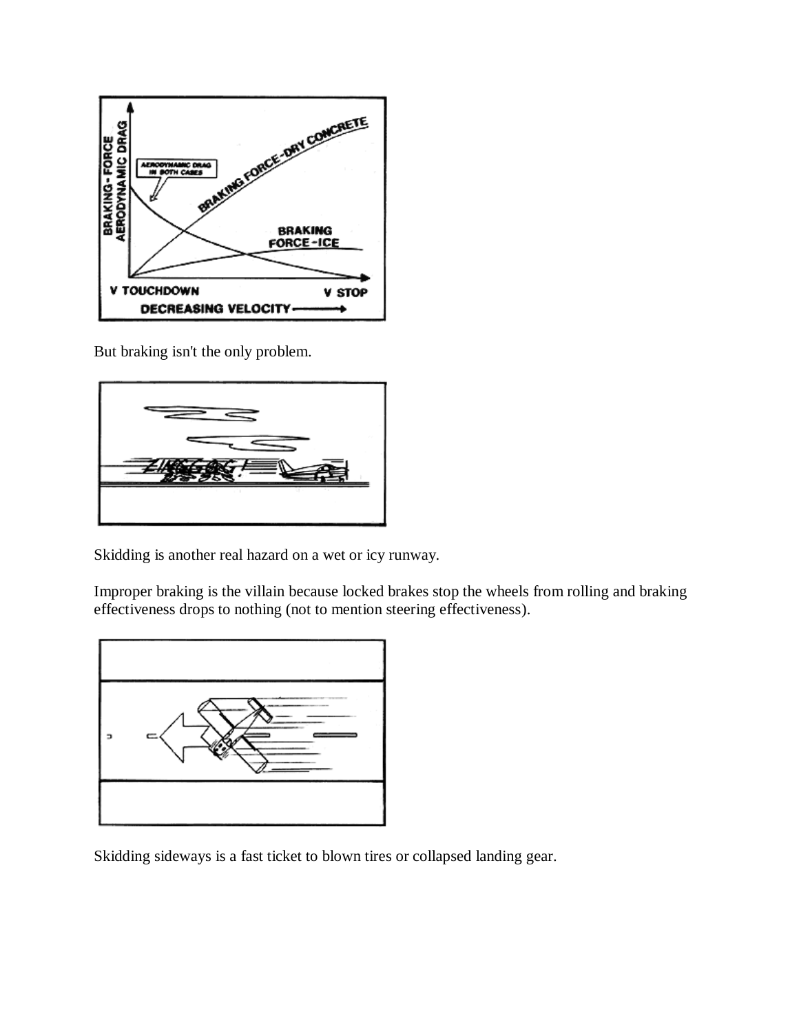But braking isn't the only problem.

Skidding is another real hazard on a wet or icy runway.

Improper braking is the villain because locked brakes stop the wheels from rolling and braking effectiveness drops to nothing (not to mention steering effectiveness).

Skidding sideways is a fast ticket to blown tires or collapsed landing gear.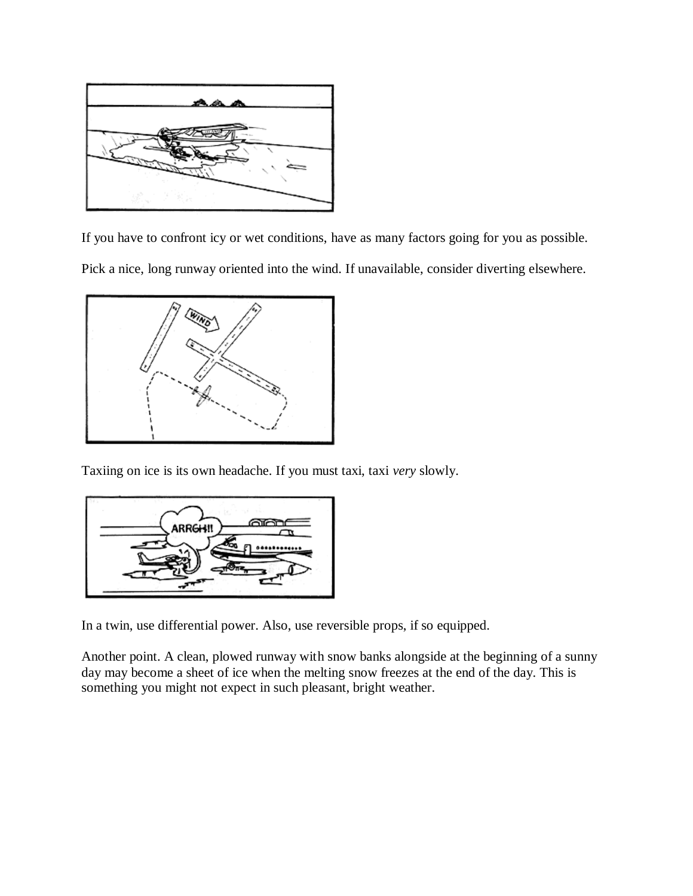If you have to confront icy or wet conditions, have as many factors going for you as possible.

Pick a nice, long runway oriented into the wind. If unavailable, consider diverting elsewhere.

Taxiing on ice is its own headache. If you must taxi, taxi *very* slowly.

In a twin, use differential power. Also, use reversible props, if so equipped.

Another point. A clean, plowed runway with snow banks alongside at the beginning of a sunny day may become a sheet of ice when the melting snow freezes at the end of the day. This is something you might not expect in such pleasant, bright weather.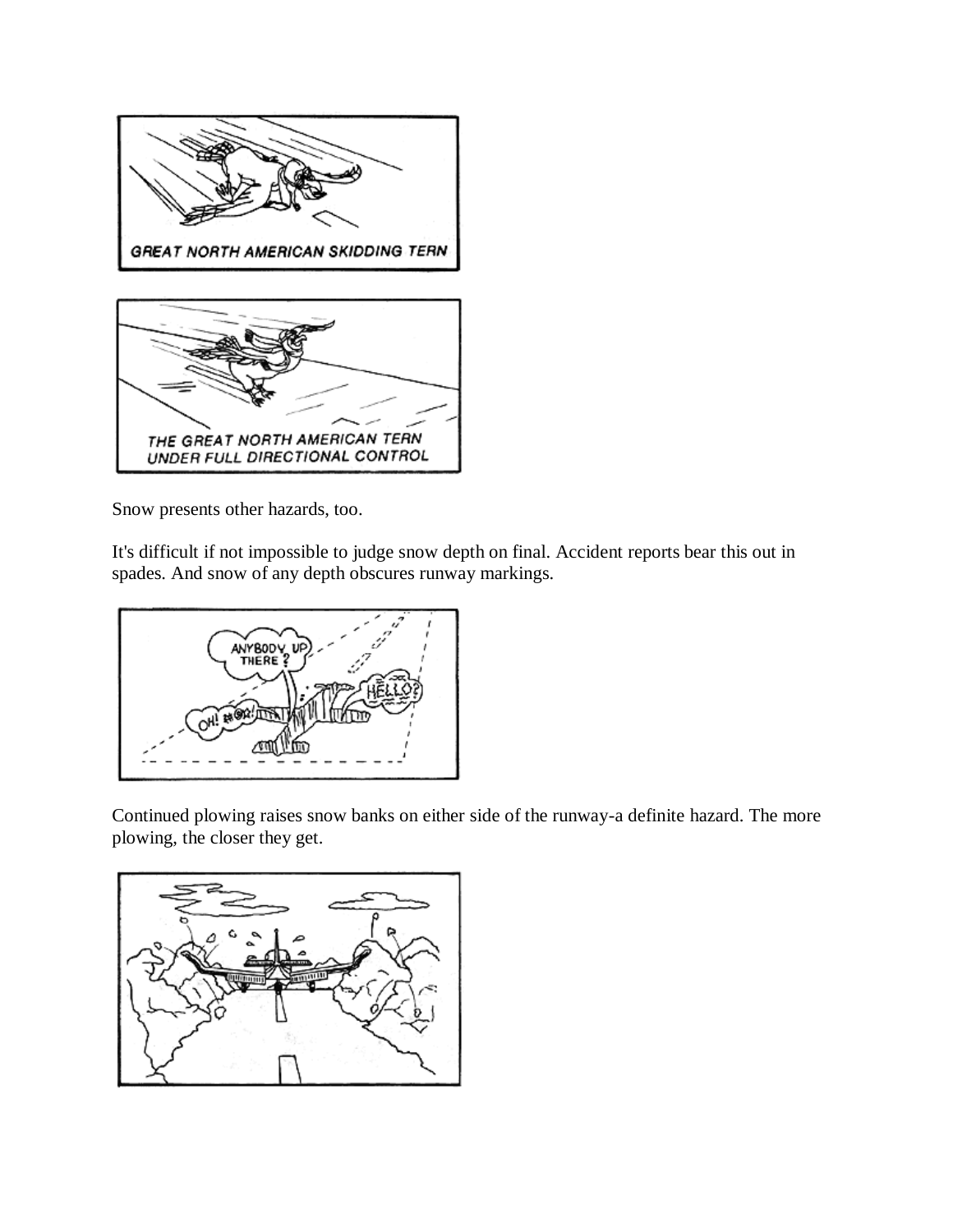GREAT NORTH AMERICAN SKIDDING TERN

THE GREAT NORTH AMERICAN TERN UNDER FULL DIRECTIONAL CONTROL

Snow presents other hazards, too.

It's difficult if not impossible to judge snow depth on final. Accident reports bear this out in spades. And snow of any depth obscures runway markings.

Continued plowing raises snow banks on either side of the runway-a definite hazard. The more plowing, the closer they get.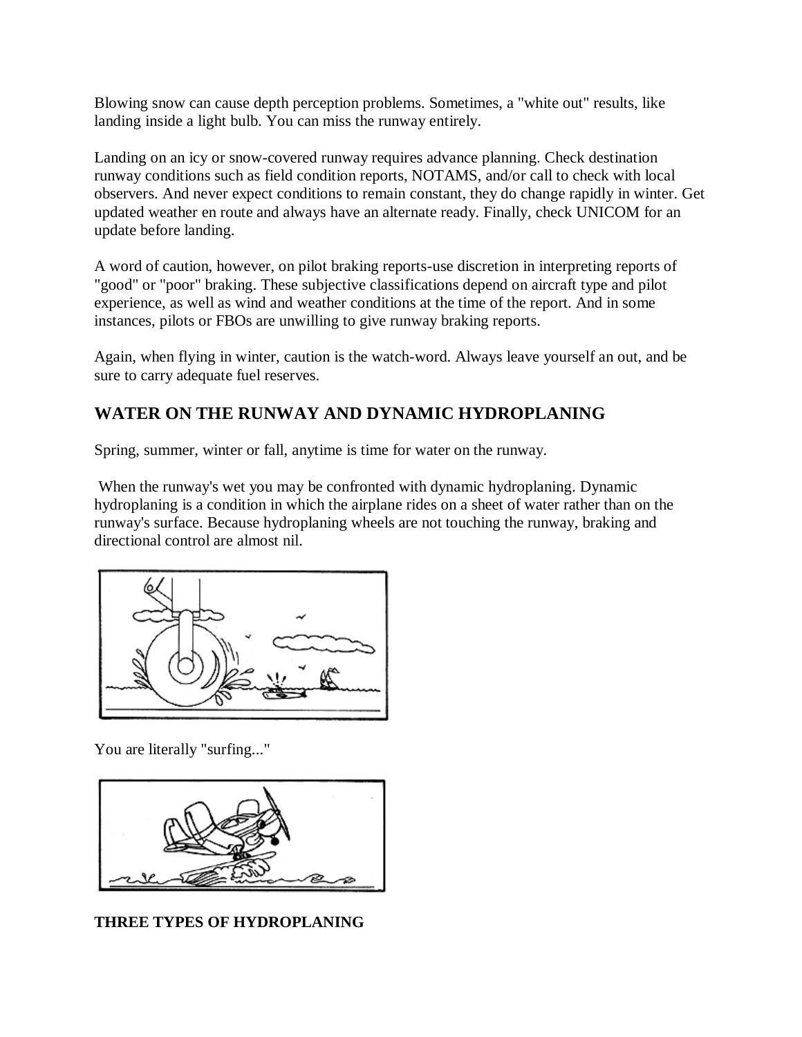Blowing snow can cause depth perception problems. Sometimes, a "white out" results, like landing inside a light bulb. You can miss the runway entirely.

Landing on an icy or snow-covered runway requires advance planning. Check destination runway conditions such as field condition reports, NOTAMS, and/or call to check with local observers. And never expect conditions to remain constant, they do change rapidly in winter. Get updated weather en route and always have an alternate ready. Finally, check UNICOM for an update before landing.

A word of caution, however, on pilot braking reports-use discretion in interpreting reports of "good" or "poor" braking. These subjective classifications depend on aircraft type and pilot experience, as well as wind and weather conditions at the time of the report. And in some instances, pilots or FBOs are unwilling to give runway braking reports.

Again, when flying in winter, caution is the watch-word. Always leave yourself an out, and be sure to carry adequate fuel reserves.

## WATER ON THE RUNWAY AND DYNAMIC HYDROPLANING

Spring, summer, winter or fall, anytime is time for water on the runway.

When the runway's wet you may be confronted with dynamic hydroplaning. Dynamic hydroplaning is a condition in which the airplane rides on a sheet of water rather than on the runway's surface. Because hydroplaning wheels are not touching the runway, braking and directional control are almost nil.

You are literally "surfing..."

**THREE TYPES OF HYDROPLANING**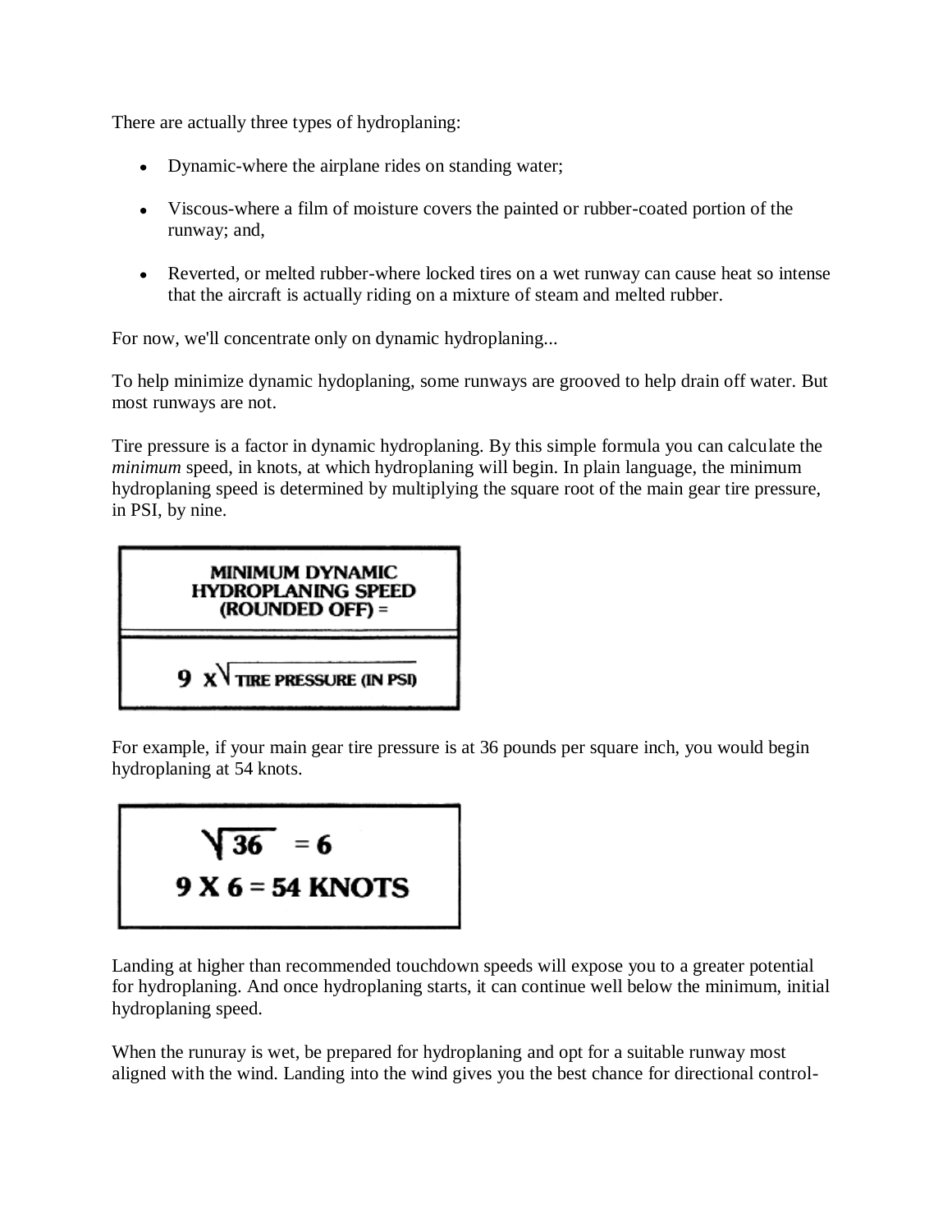There are actually three types of hydroplaning:

- Dynamic-where the airplane rides on standing water;
- Viscous-where a film of moisture covers the painted or rubber-coated portion of the runway; and,
- Reverted, or melted rubber-where locked tires on a wet runway can cause heat so intense that the aircraft is actually riding on a mixture of steam and melted rubber.

For now, we'll concentrate only on dynamic hydroplaning...

To help minimize dynamic hydoplaning, some runways are grooved to help drain off water. But most runways are not.

Tire pressure is a factor in dynamic hydroplaning. By this simple formula you can calculate the *minimum* speed, in knots, at which hydroplaning will begin. In plain language, the minimum hydroplaning speed is determined by multiplying the square root of the main gear tire pressure, in PSI, by nine.

| **MINIMUM DYNAMIC HYDROPLANING SPEED (ROUNDED OFF) =** |
| --- |
| $9 \times \sqrt{\text{TIRE PRESSURE (IN PSI)}}$ |

For example, if your main gear tire pressure is at 36 pounds per square inch, you would begin hydroplaning at 54 knots.

$$\sqrt{36} = 6$$

$$9 \times 6 = 54 \text{ KNOTS}$$

Landing at higher than recommended touchdown speeds will expose you to a greater potential for hydroplaning. And once hydroplaning starts, it can continue well below the minimum, initial hydroplaning speed.

When the runuray is wet, be prepared for hydroplaning and opt for a suitable runway most aligned with the wind. Landing into the wind gives you the best chance for directional control-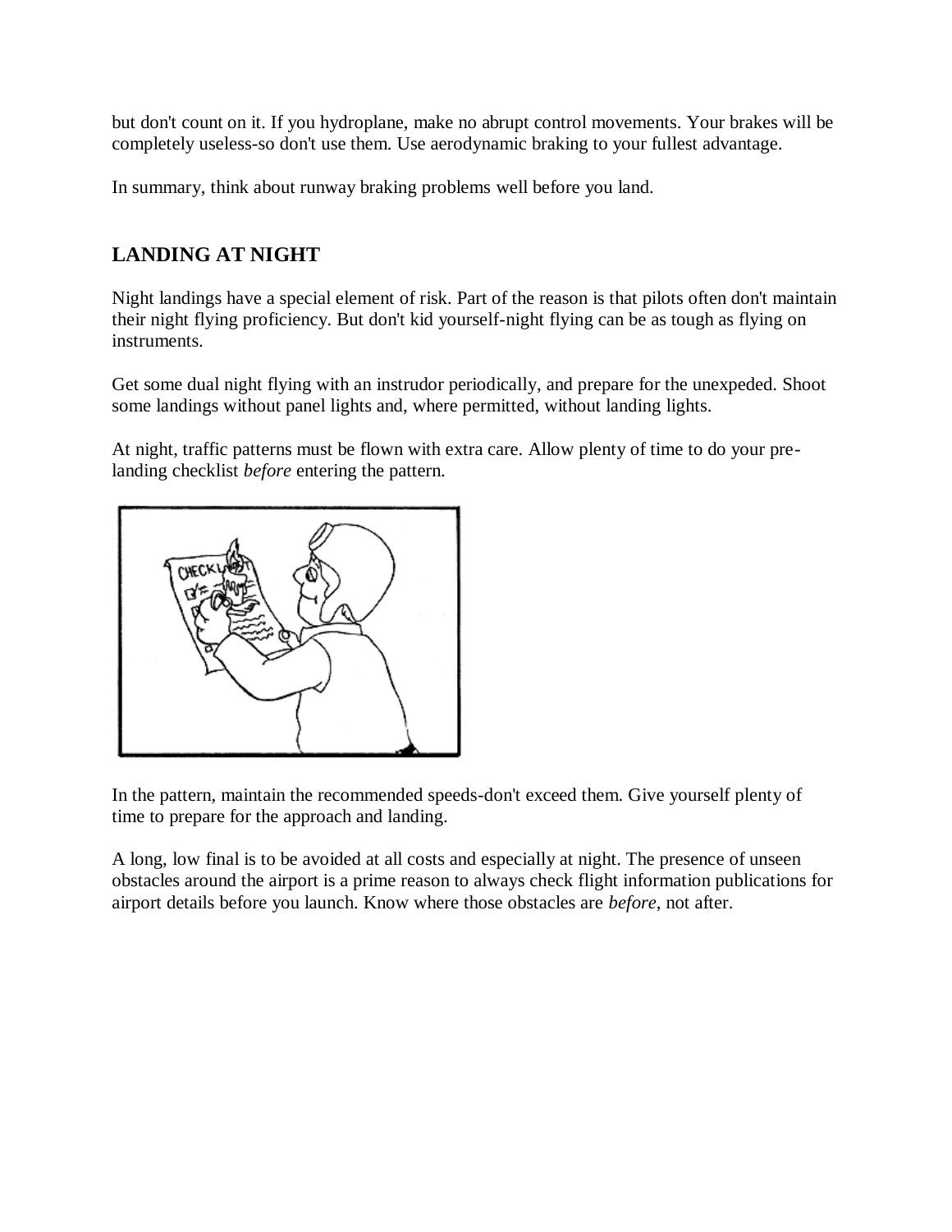but don't count on it. If you hydroplane, make no abrupt control movements. Your brakes will be completely useless-so don't use them. Use aerodynamic braking to your fullest advantage.

In summary, think about runway braking problems well before you land.

## LANDING AT NIGHT

Night landings have a special element of risk. Part of the reason is that pilots often don't maintain their night flying proficiency. But don't kid yourself-night flying can be as tough as flying on instruments.

Get some dual night flying with an instrudor periodically, and prepare for the unexpeded. Shoot some landings without panel lights and, where permitted, without landing lights.

At night, traffic patterns must be flown with extra care. Allow plenty of time to do your pre-landing checklist *before* entering the pattern.

In the pattern, maintain the recommended speeds-don't exceed them. Give yourself plenty of time to prepare for the approach and landing.

A long, low final is to be avoided at all costs and especially at night. The presence of unseen obstacles around the airport is a prime reason to always check flight information publications for airport details before you launch. Know where those obstacles are *before*, not after.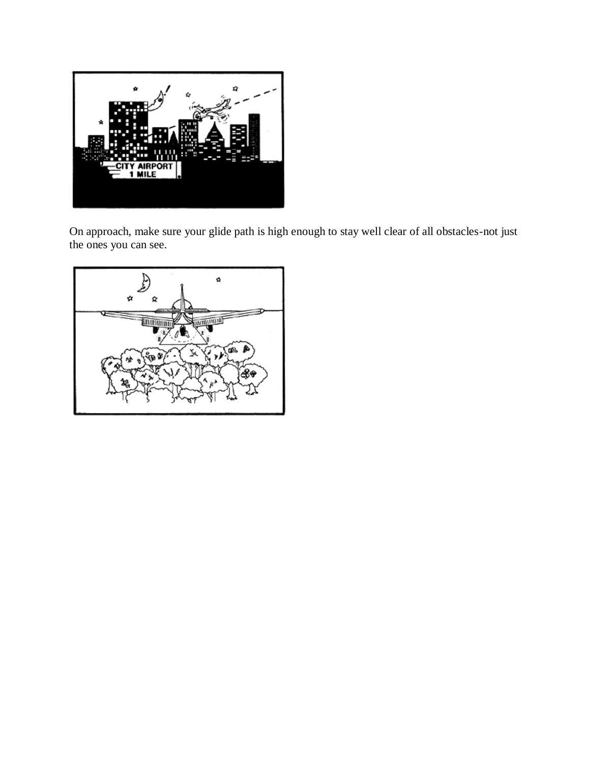On approach, make sure your glide path is high enough to stay well clear of all obstacles-not just the ones you can see.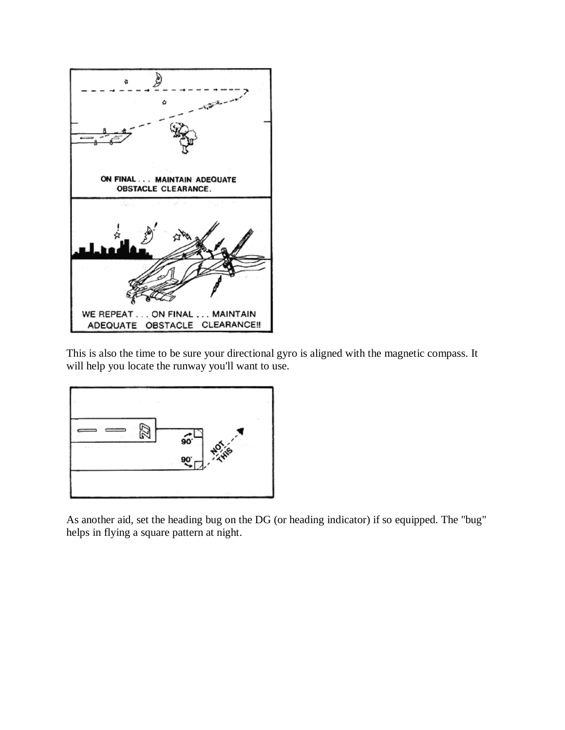ON FINAL . . . MAINTAIN ADEQUATE OBSTACLE CLEARANCE.

WE REPEAT . . . ON FINAL . . . MAINTAIN ADEQUATE OBSTACLE CLEARANCE!!

This is also the time to be sure your directional gyro is aligned with the magnetic compass. It will help you locate the runway you'll want to use.

As another aid, set the heading bug on the DG (or heading indicator) if so equipped. The "bug" helps in flying a square pattern at night.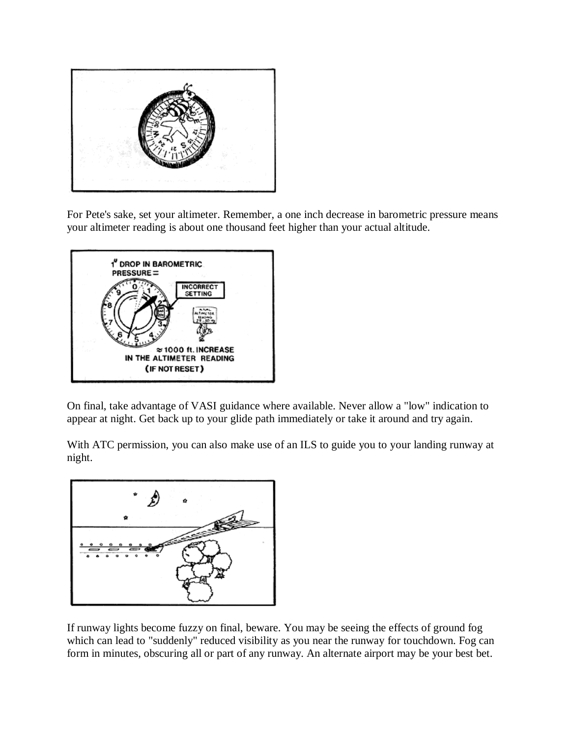For Pete's sake, set your altimeter. Remember, a one inch decrease in barometric pressure means your altimeter reading is about one thousand feet higher than your actual altitude.

On final, take advantage of VASI guidance where available. Never allow a "low" indication to appear at night. Get back up to your glide path immediately or take it around and try again.

With ATC permission, you can also make use of an ILS to guide you to your landing runway at night.

If runway lights become fuzzy on final, beware. You may be seeing the effects of ground fog which can lead to "suddenly" reduced visibility as you near the runway for touchdown. Fog can form in minutes, obscuring all or part of any runway. An alternate airport may be your best bet.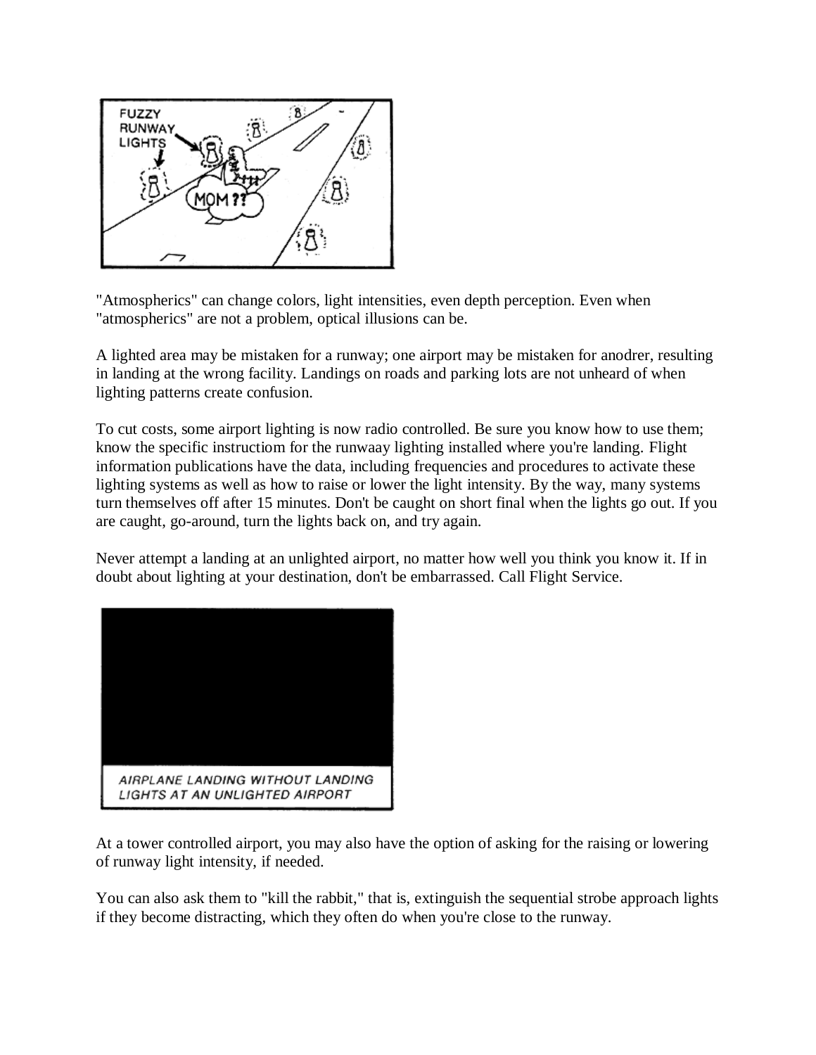"Atmospherics" can change colors, light intensities, even depth perception. Even when "atmospherics" are not a problem, optical illusions can be.

A lighted area may be mistaken for a runway; one airport may be mistaken for anodrer, resulting in landing at the wrong facility. Landings on roads and parking lots are not unheard of when lighting patterns create confusion.

To cut costs, some airport lighting is now radio controlled. Be sure you know how to use them; know the specific instructiom for the runwaay lighting installed where you're landing. Flight information publications have the data, including frequencies and procedures to activate these lighting systems as well as how to raise or lower the light intensity. By the way, many systems turn themselves off after 15 minutes. Don't be caught on short final when the lights go out. If you are caught, go-around, turn the lights back on, and try again.

Never attempt a landing at an unlighted airport, no matter how well you think you know it. If in doubt about lighting at your destination, don't be embarrassed. Call Flight Service.

AIRPLANE LANDING WITHOUT LANDING LIGHTS AT AN UNLIGHTED AIRPORT

At a tower controlled airport, you may also have the option of asking for the raising or lowering of runway light intensity, if needed.

You can also ask them to "kill the rabbit," that is, extinguish the sequential strobe approach lights if they become distracting, which they often do when you're close to the runway.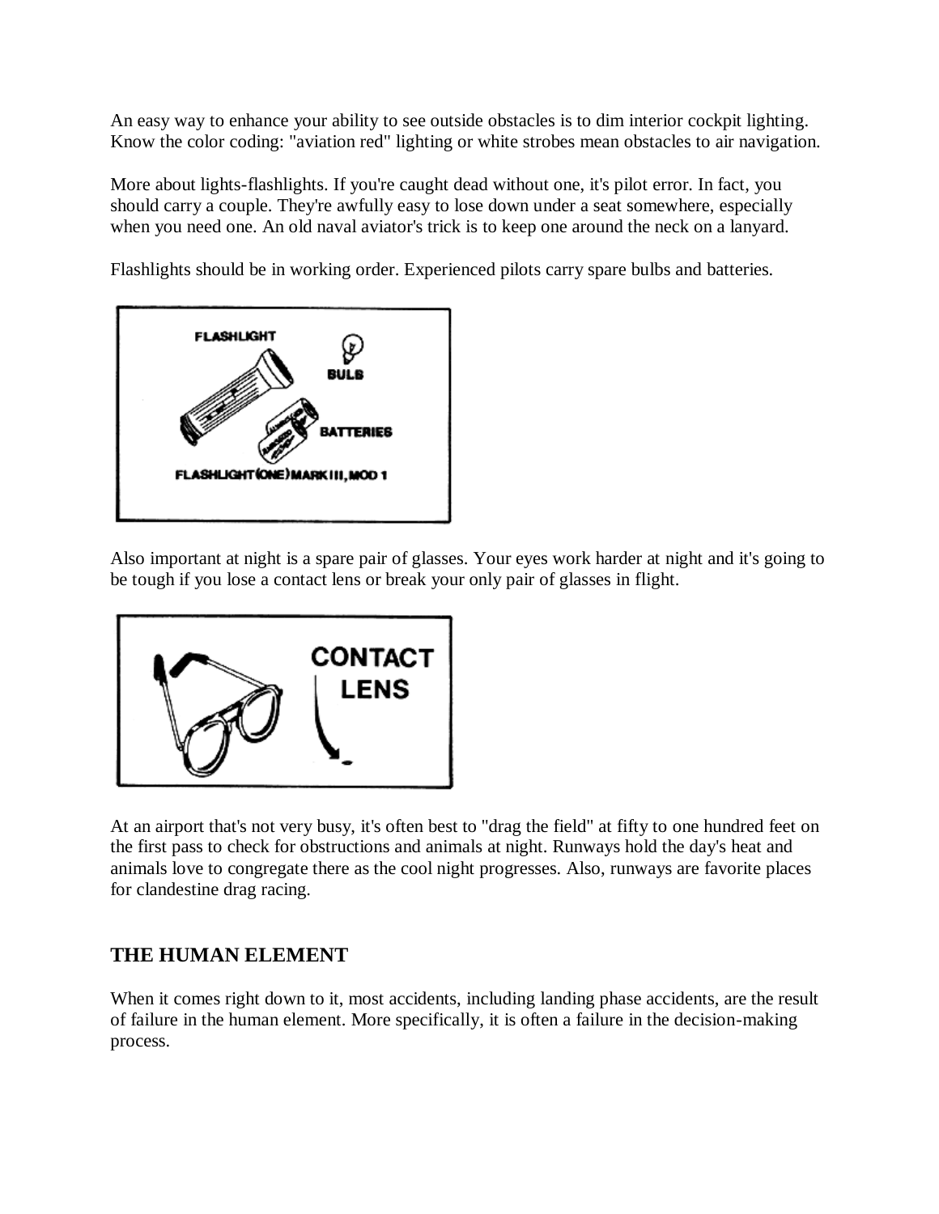An easy way to enhance your ability to see outside obstacles is to dim interior cockpit lighting. Know the color coding: "aviation red" lighting or white strobes mean obstacles to air navigation.

More about lights-flashlights. If you're caught dead without one, it's pilot error. In fact, you should carry a couple. They're awfully easy to lose down under a seat somewhere, especially when you need one. An old naval aviator's trick is to keep one around the neck on a lanyard.

Flashlights should be in working order. Experienced pilots carry spare bulbs and batteries.

Also important at night is a spare pair of glasses. Your eyes work harder at night and it's going to be tough if you lose a contact lens or break your only pair of glasses in flight.

At an airport that's not very busy, it's often best to "drag the field" at fifty to one hundred feet on the first pass to check for obstructions and animals at night. Runways hold the day's heat and animals love to congregate there as the cool night progresses. Also, runways are favorite places for clandestine drag racing.

## THE HUMAN ELEMENT

When it comes right down to it, most accidents, including landing phase accidents, are the result of failure in the human element. More specifically, it is often a failure in the decision-making process.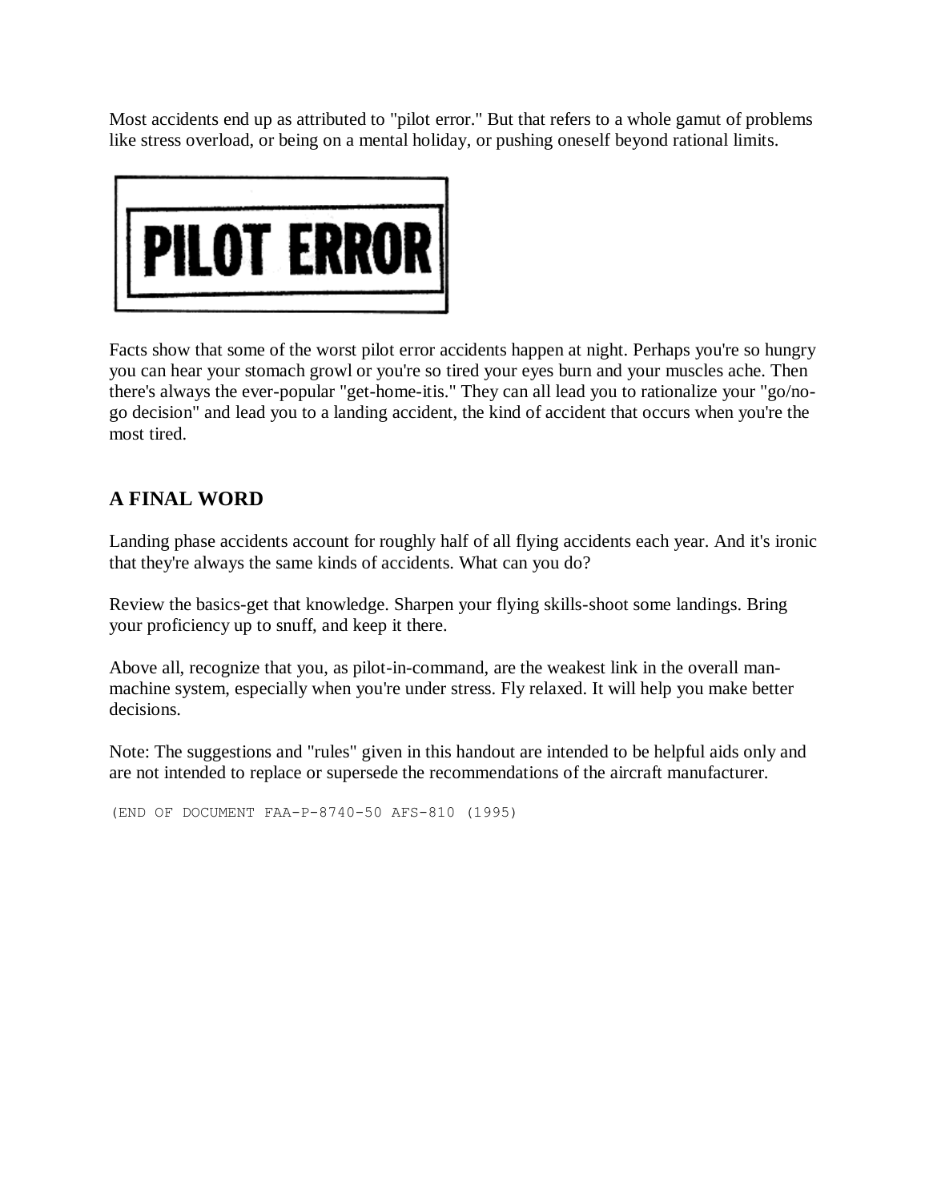Most accidents end up as attributed to "pilot error." But that refers to a whole gamut of problems like stress overload, or being on a mental holiday, or pushing oneself beyond rational limits.

**PILOT ERROR**

Facts show that some of the worst pilot error accidents happen at night. Perhaps you're so hungry you can hear your stomach growl or you're so tired your eyes burn and your muscles ache. Then there's always the ever-popular "get-home-itis." They can all lead you to rationalize your "go/no-go decision" and lead you to a landing accident, the kind of accident that occurs when you're the most tired.

## A FINAL WORD

Landing phase accidents account for roughly half of all flying accidents each year. And it's ironic that they're always the same kinds of accidents. What can you do?

Review the basics-get that knowledge. Sharpen your flying skills-shoot some landings. Bring your proficiency up to snuff, and keep it there.

Above all, recognize that you, as pilot-in-command, are the weakest link in the overall man-machine system, especially when you're under stress. Fly relaxed. It will help you make better decisions.

Note: The suggestions and "rules" given in this handout are intended to be helpful aids only and are not intended to replace or supersede the recommendations of the aircraft manufacturer.

(END OF DOCUMENT FAA-P-8740-50 AFS-810 (1995)